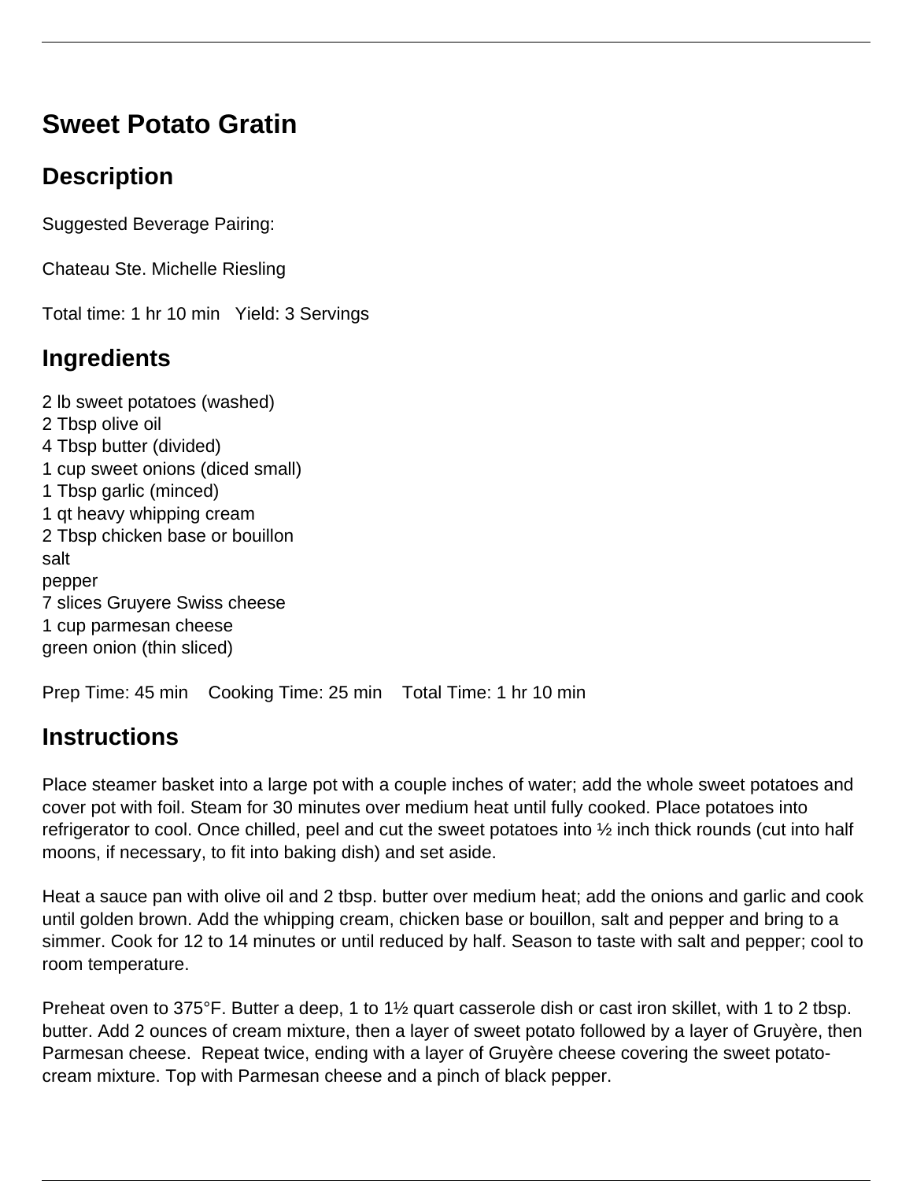# Sweet Potato Gratin

## Description

Suggested Beverage Pairing:

Chateau Ste. Michelle Riesling

Total time: 1 hr 10 min   Yield: 3 Servings

## Ingredients

2 lb sweet potatoes (washed)
2 Tbsp olive oil
4 Tbsp butter (divided)
1 cup sweet onions (diced small)
1 Tbsp garlic (minced)
1 qt heavy whipping cream
2 Tbsp chicken base or bouillon
salt
pepper
7 slices Gruyere Swiss cheese
1 cup parmesan cheese
green onion (thin sliced)

Prep Time: 45 min    Cooking Time: 25 min    Total Time: 1 hr 10 min

## Instructions

Place steamer basket into a large pot with a couple inches of water; add the whole sweet potatoes and cover pot with foil. Steam for 30 minutes over medium heat until fully cooked. Place potatoes into refrigerator to cool. Once chilled, peel and cut the sweet potatoes into ½ inch thick rounds (cut into half moons, if necessary, to fit into baking dish) and set aside.

Heat a sauce pan with olive oil and 2 tbsp. butter over medium heat; add the onions and garlic and cook until golden brown. Add the whipping cream, chicken base or bouillon, salt and pepper and bring to a simmer. Cook for 12 to 14 minutes or until reduced by half. Season to taste with salt and pepper; cool to room temperature.

Preheat oven to 375°F. Butter a deep, 1 to 1½ quart casserole dish or cast iron skillet, with 1 to 2 tbsp. butter. Add 2 ounces of cream mixture, then a layer of sweet potato followed by a layer of Gruyère, then Parmesan cheese. Repeat twice, ending with a layer of Gruyère cheese covering the sweet potato-cream mixture. Top with Parmesan cheese and a pinch of black pepper.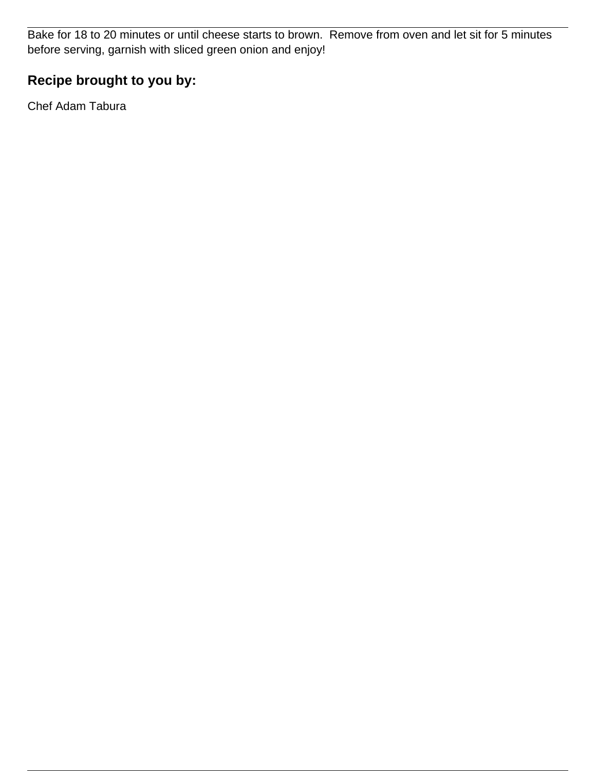Bake for 18 to 20 minutes or until cheese starts to brown.  Remove from oven and let sit for 5 minutes before serving, garnish with sliced green onion and enjoy!

## Recipe brought to you by:

Chef Adam Tabura